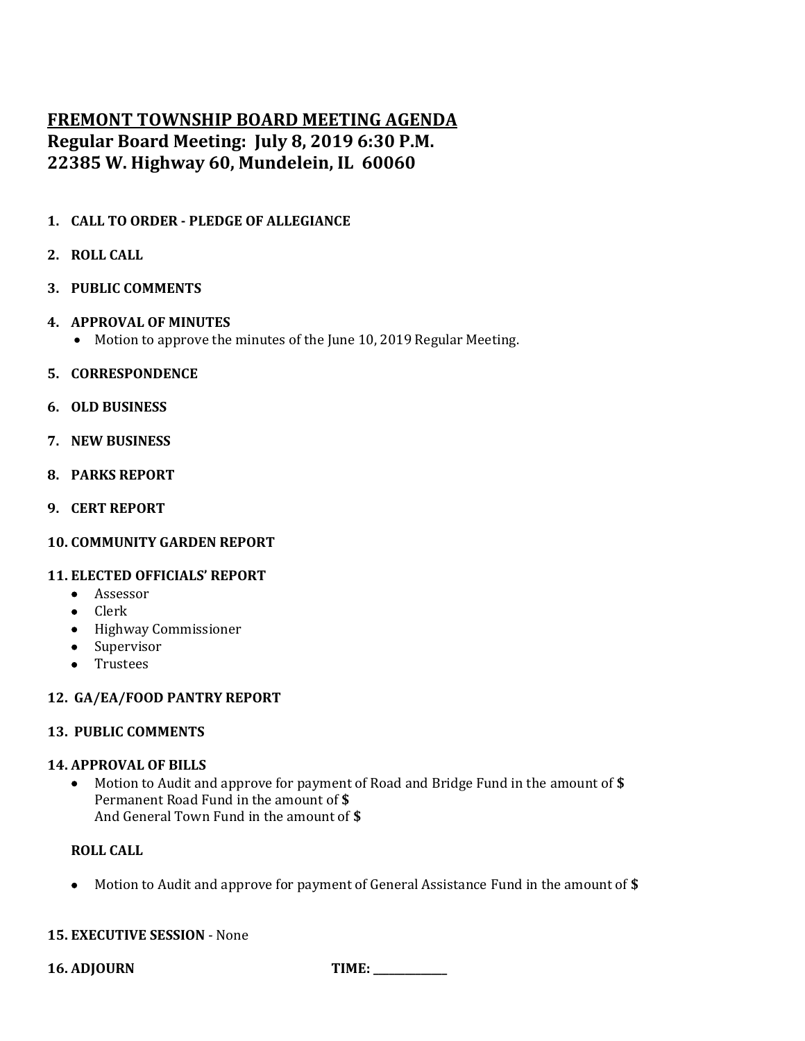# FREMONT TOWNSHIP BOARD MEETING AGENDA

## Regular Board Meeting: July 8, 2019 6:30 P.M.

## 22385 W. Highway 60, Mundelein, IL 60060

1. **CALL TO ORDER - PLEDGE OF ALLEGIANCE**

2. **ROLL CALL**

3. **PUBLIC COMMENTS**

4. **APPROVAL OF MINUTES**
   - Motion to approve the minutes of the June 10, 2019 Regular Meeting.

5. **CORRESPONDENCE**

6. **OLD BUSINESS**

7. **NEW BUSINESS**

8. **PARKS REPORT**

9. **CERT REPORT**

10. **COMMUNITY GARDEN REPORT**

11. **ELECTED OFFICIALS' REPORT**
    - Assessor
    - Clerk
    - Highway Commissioner
    - Supervisor
    - Trustees

12. **GA/EA/FOOD PANTRY REPORT**

13. **PUBLIC COMMENTS**

14. **APPROVAL OF BILLS**
    - Motion to Audit and approve for payment of Road and Bridge Fund in the amount of **$**
      Permanent Road Fund in the amount of **$**
      And General Town Fund in the amount of **$**

    **ROLL CALL**

    - Motion to Audit and approve for payment of General Assistance Fund in the amount of **$**

15. **EXECUTIVE SESSION** - None

16. **ADJOURN** **TIME: _____________**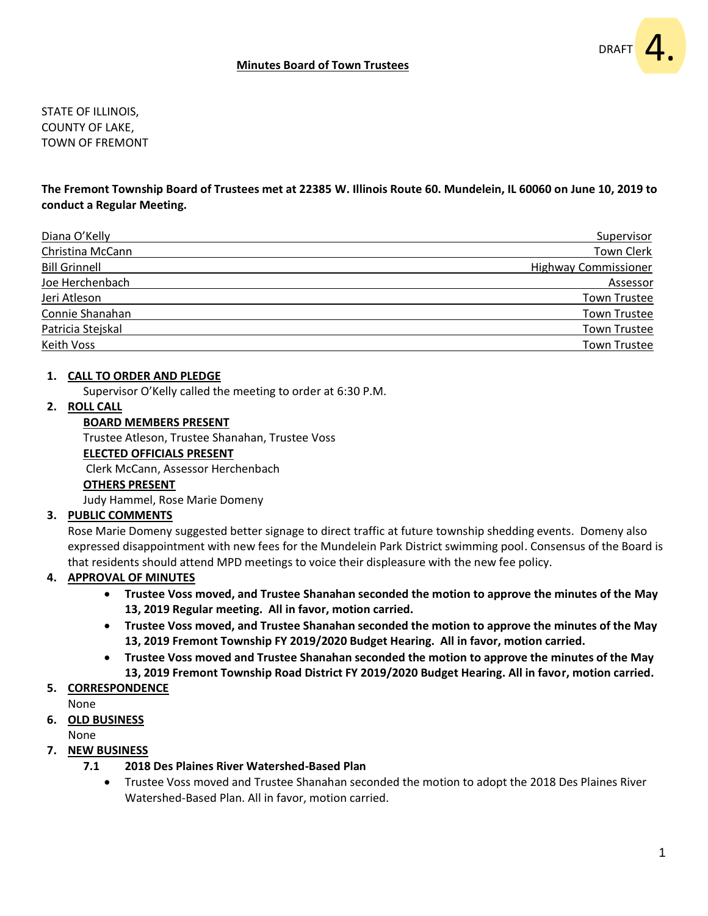DRAFT 4.

**Minutes Board of Town Trustees**

STATE OF ILLINOIS,
COUNTY OF LAKE,
TOWN OF FREMONT

**The Fremont Township Board of Trustees met at 22385 W. Illinois Route 60. Mundelein, IL 60060 on June 10, 2019 to conduct a Regular Meeting.**

| | |
|---|---|
| Diana O'Kelly | Supervisor |
| Christina McCann | Town Clerk |
| Bill Grinnell | Highway Commissioner |
| Joe Herchenbach | Assessor |
| Jeri Atleson | Town Trustee |
| Connie Shanahan | Town Trustee |
| Patricia Stejskal | Town Trustee |
| Keith Voss | Town Trustee |

1. **CALL TO ORDER AND PLEDGE**
   Supervisor O'Kelly called the meeting to order at 6:30 P.M.
2. **ROLL CALL**
   **BOARD MEMBERS PRESENT**
   Trustee Atleson, Trustee Shanahan, Trustee Voss
   **ELECTED OFFICIALS PRESENT**
   Clerk McCann, Assessor Herchenbach
   **OTHERS PRESENT**
   Judy Hammel, Rose Marie Domeny
3. **PUBLIC COMMENTS**
   Rose Marie Domeny suggested better signage to direct traffic at future township shedding events. Domeny also expressed disappointment with new fees for the Mundelein Park District swimming pool. Consensus of the Board is that residents should attend MPD meetings to voice their displeasure with the new fee policy.
4. **APPROVAL OF MINUTES**
   - **Trustee Voss moved, and Trustee Shanahan seconded the motion to approve the minutes of the May 13, 2019 Regular meeting. All in favor, motion carried.**
   - **Trustee Voss moved, and Trustee Shanahan seconded the motion to approve the minutes of the May 13, 2019 Fremont Township FY 2019/2020 Budget Hearing. All in favor, motion carried.**
   - **Trustee Voss moved and Trustee Shanahan seconded the motion to approve the minutes of the May 13, 2019 Fremont Township Road District FY 2019/2020 Budget Hearing. All in favor, motion carried.**
5. **CORRESPONDENCE**
   None
6. **OLD BUSINESS**
   None
7. **NEW BUSINESS**
   **7.1 2018 Des Plaines River Watershed-Based Plan**
   - Trustee Voss moved and Trustee Shanahan seconded the motion to adopt the 2018 Des Plaines River Watershed-Based Plan. All in favor, motion carried.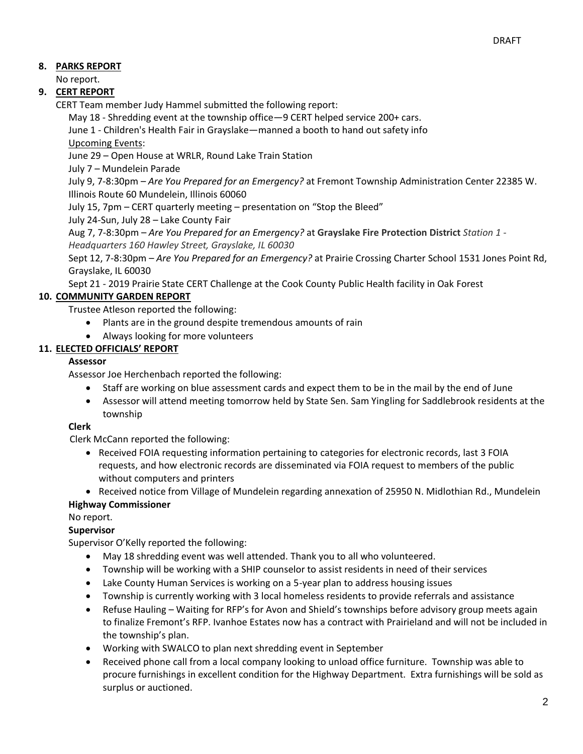DRAFT

8. **PARKS REPORT**

No report.

9. **CERT REPORT**

CERT Team member Judy Hammel submitted the following report:

May 18 - Shredding event at the township office—9 CERT helped service 200+ cars.

June 1 - Children's Health Fair in Grayslake—manned a booth to hand out safety info

Upcoming Events:

June 29 – Open House at WRLR, Round Lake Train Station

July 7 – Mundelein Parade

July 9, 7-8:30pm – *Are You Prepared for an Emergency?* at Fremont Township Administration Center 22385 W. Illinois Route 60 Mundelein, Illinois 60060

July 15, 7pm – CERT quarterly meeting – presentation on "Stop the Bleed"

July 24-Sun, July 28 – Lake County Fair

Aug 7, 7-8:30pm – *Are You Prepared for an Emergency?* at **Grayslake Fire Protection District** *Station 1 - Headquarters 160 Hawley Street, Grayslake, IL 60030*

Sept 12, 7-8:30pm – *Are You Prepared for an Emergency?* at Prairie Crossing Charter School 1531 Jones Point Rd, Grayslake, IL 60030

Sept 21 - 2019 Prairie State CERT Challenge at the Cook County Public Health facility in Oak Forest

10. **COMMUNITY GARDEN REPORT**

Trustee Atleson reported the following:

- Plants are in the ground despite tremendous amounts of rain
- Always looking for more volunteers

11. **ELECTED OFFICIALS' REPORT**

**Assessor**

Assessor Joe Herchenbach reported the following:

- Staff are working on blue assessment cards and expect them to be in the mail by the end of June
- Assessor will attend meeting tomorrow held by State Sen. Sam Yingling for Saddlebrook residents at the township

**Clerk**

Clerk McCann reported the following:

- Received FOIA requesting information pertaining to categories for electronic records, last 3 FOIA requests, and how electronic records are disseminated via FOIA request to members of the public without computers and printers
- Received notice from Village of Mundelein regarding annexation of 25950 N. Midlothian Rd., Mundelein

**Highway Commissioner**

No report.

**Supervisor**

Supervisor O'Kelly reported the following:

- May 18 shredding event was well attended. Thank you to all who volunteered.
- Township will be working with a SHIP counselor to assist residents in need of their services
- Lake County Human Services is working on a 5-year plan to address housing issues
- Township is currently working with 3 local homeless residents to provide referrals and assistance
- Refuse Hauling – Waiting for RFP's for Avon and Shield's townships before advisory group meets again to finalize Fremont's RFP. Ivanhoe Estates now has a contract with Prairieland and will not be included in the township's plan.
- Working with SWALCO to plan next shredding event in September
- Received phone call from a local company looking to unload office furniture. Township was able to procure furnishings in excellent condition for the Highway Department. Extra furnishings will be sold as surplus or auctioned.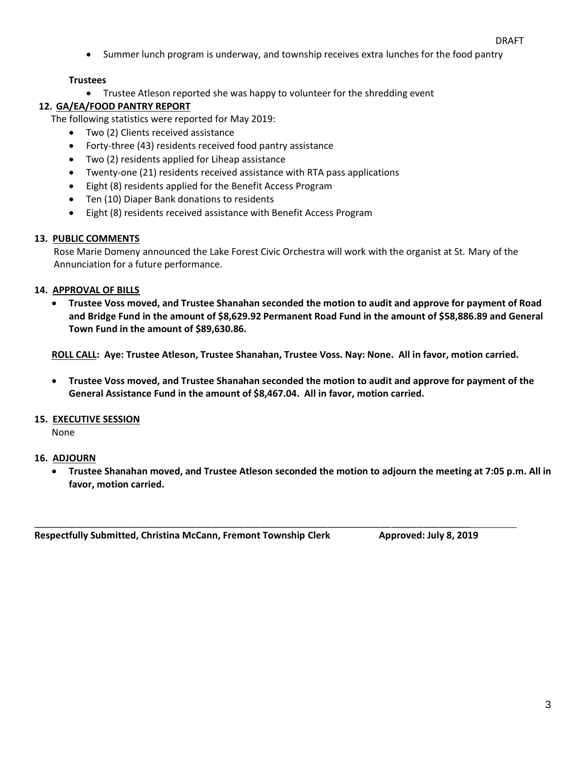DRAFT

- Summer lunch program is underway, and township receives extra lunches for the food pantry

**Trustees**

- Trustee Atleson reported she was happy to volunteer for the shredding event

**12. GA/EA/FOOD PANTRY REPORT**

The following statistics were reported for May 2019:

- Two (2) Clients received assistance
- Forty-three (43) residents received food pantry assistance
- Two (2) residents applied for Liheap assistance
- Twenty-one (21) residents received assistance with RTA pass applications
- Eight (8) residents applied for the Benefit Access Program
- Ten (10) Diaper Bank donations to residents
- Eight (8) residents received assistance with Benefit Access Program

**13. PUBLIC COMMENTS**

Rose Marie Domeny announced the Lake Forest Civic Orchestra will work with the organist at St. Mary of the Annunciation for a future performance.

**14. APPROVAL OF BILLS**

- **Trustee Voss moved, and Trustee Shanahan seconded the motion to audit and approve for payment of Road and Bridge Fund in the amount of $8,629.92 Permanent Road Fund in the amount of $58,886.89 and General Town Fund in the amount of $89,630.86.**

**ROLL CALL: Aye: Trustee Atleson, Trustee Shanahan, Trustee Voss. Nay: None. All in favor, motion carried.**

- **Trustee Voss moved, and Trustee Shanahan seconded the motion to audit and approve for payment of the General Assistance Fund in the amount of $8,467.04. All in favor, motion carried.**

**15. EXECUTIVE SESSION**

None

**16. ADJOURN**

- **Trustee Shanahan moved, and Trustee Atleson seconded the motion to adjourn the meeting at 7:05 p.m. All in favor, motion carried.**

---

**Respectfully Submitted, Christina McCann, Fremont Township Clerk** **Approved: July 8, 2019**